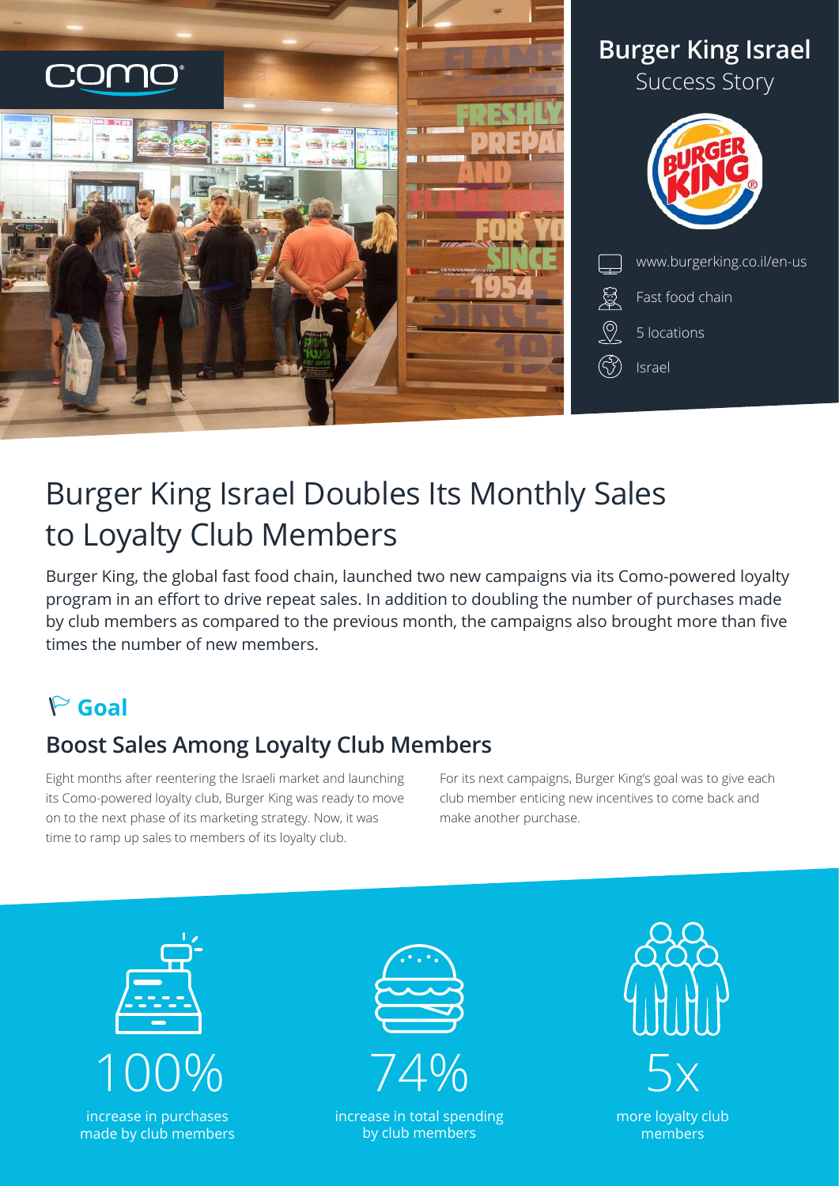# Burger King Israel

Success Story

www.burgerking.co.il/en-us

Fast food chain

5 locations

Israel

# Burger King Israel Doubles Its Monthly Sales to Loyalty Club Members

Burger King, the global fast food chain, launched two new campaigns via its Como-powered loyalty program in an effort to drive repeat sales. In addition to doubling the number of purchases made by club members as compared to the previous month, the campaigns also brought more than five times the number of new members.

## Goal

### Boost Sales Among Loyalty Club Members

Eight months after reentering the Israeli market and launching its Como-powered loyalty club, Burger King was ready to move on to the next phase of its marketing strategy. Now, it was time to ramp up sales to members of its loyalty club.

For its next campaigns, Burger King's goal was to give each club member enticing new incentives to come back and make another purchase.

**100%**
increase in purchases made by club members

**74%**
increase in total spending by club members

**5x**
more loyalty club members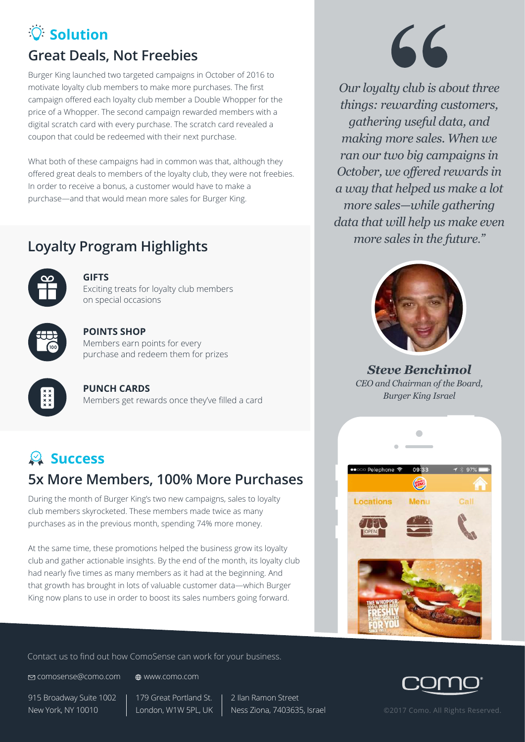## Solution

### Great Deals, Not Freebies

Burger King launched two targeted campaigns in October of 2016 to motivate loyalty club members to make more purchases. The first campaign offered each loyalty club member a Double Whopper for the price of a Whopper. The second campaign rewarded members with a digital scratch card with every purchase. The scratch card revealed a coupon that could be redeemed with their next purchase.

What both of these campaigns had in common was that, although they offered great deals to members of the loyalty club, they were not freebies. In order to receive a bonus, a customer would have to make a purchase—and that would mean more sales for Burger King.

### Loyalty Program Highlights

**GIFTS**
Exciting treats for loyalty club members on special occasions

**POINTS SHOP**
Members earn points for every purchase and redeem them for prizes

**PUNCH CARDS**
Members get rewards once they've filled a card

## Success

### 5x More Members, 100% More Purchases

During the month of Burger King's two new campaigns, sales to loyalty club members skyrocketed. These members made twice as many purchases as in the previous month, spending 74% more money.

At the same time, these promotions helped the business grow its loyalty club and gather actionable insights. By the end of the month, its loyalty club had nearly five times as many members as it had at the beginning. And that growth has brought in lots of valuable customer data—which Burger King now plans to use in order to boost its sales numbers going forward.

> *Our loyalty club is about three things: rewarding customers, gathering useful data, and making more sales. When we ran our two big campaigns in October, we offered rewards in a way that helped us make a lot more sales—while gathering data that will help us make even more sales in the future."*

***Steve Benchimol***
*CEO and Chairman of the Board, Burger King Israel*

Contact us to find out how ComoSense can work for your business.

comosense@como.com www.como.com

915 Broadway Suite 1002
New York, NY 10010

179 Great Portland St.
London, W1W 5PL, UK

2 Ilan Ramon Street
Ness Ziona, 7403635, Israel

©2017 Como. All Rights Reserved.